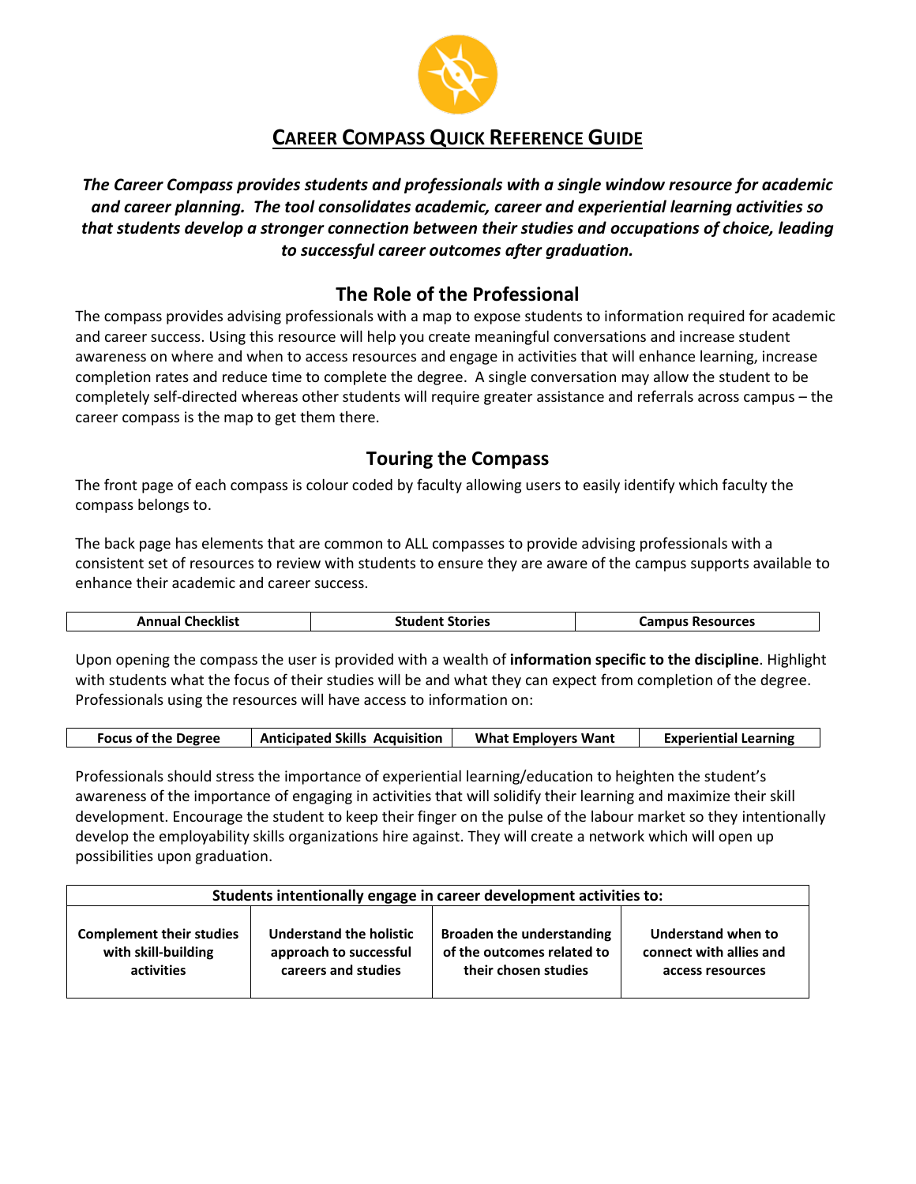# CAREER COMPASS QUICK REFERENCE GUIDE

***The Career Compass provides students and professionals with a single window resource for academic and career planning. The tool consolidates academic, career and experiential learning activities so that students develop a stronger connection between their studies and occupations of choice, leading to successful career outcomes after graduation.***

## The Role of the Professional

The compass provides advising professionals with a map to expose students to information required for academic and career success. Using this resource will help you create meaningful conversations and increase student awareness on where and when to access resources and engage in activities that will enhance learning, increase completion rates and reduce time to complete the degree. A single conversation may allow the student to be completely self-directed whereas other students will require greater assistance and referrals across campus – the career compass is the map to get them there.

## Touring the Compass

The front page of each compass is colour coded by faculty allowing users to easily identify which faculty the compass belongs to.

The back page has elements that are common to ALL compasses to provide advising professionals with a consistent set of resources to review with students to ensure they are aware of the campus supports available to enhance their academic and career success.

| Annual Checklist | Student Stories | Campus Resources |
|---|---|---|

Upon opening the compass the user is provided with a wealth of **information specific to the discipline**. Highlight with students what the focus of their studies will be and what they can expect from completion of the degree. Professionals using the resources will have access to information on:

| Focus of the Degree | Anticipated Skills Acquisition | What Employers Want | Experiential Learning |
|---|---|---|---|

Professionals should stress the importance of experiential learning/education to heighten the student's awareness of the importance of engaging in activities that will solidify their learning and maximize their skill development. Encourage the student to keep their finger on the pulse of the labour market so they intentionally develop the employability skills organizations hire against. They will create a network which will open up possibilities upon graduation.

| Students intentionally engage in career development activities to: | | | |
|---|---|---|---|
| **Complement their studies with skill-building activities** | **Understand the holistic approach to successful careers and studies** | **Broaden the understanding of the outcomes related to their chosen studies** | **Understand when to connect with allies and access resources** |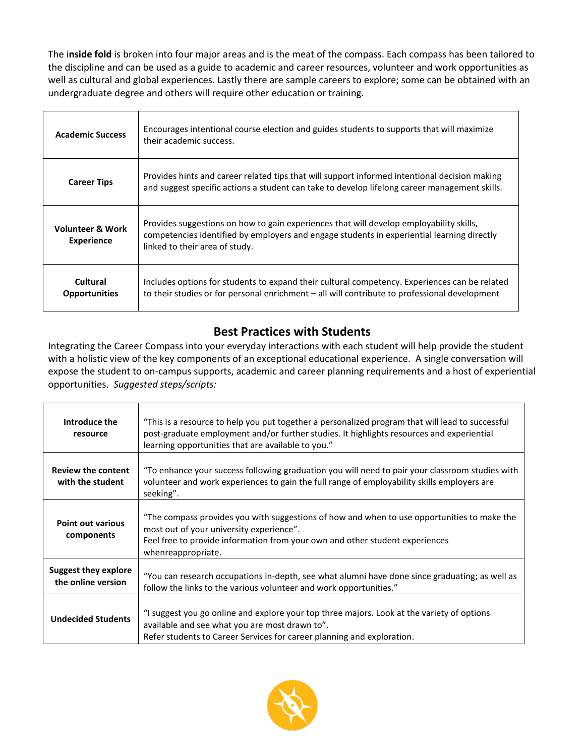The i**nside fold** is broken into four major areas and is the meat of the compass. Each compass has been tailored to the discipline and can be used as a guide to academic and career resources, volunteer and work opportunities as well as cultural and global experiences. Lastly there are sample careers to explore; some can be obtained with an undergraduate degree and others will require other education or training.

| | |
|---|---|
| **Academic Success** | Encourages intentional course election and guides students to supports that will maximize their academic success. |
| **Career Tips** | Provides hints and career related tips that will support informed intentional decision making and suggest specific actions a student can take to develop lifelong career management skills. |
| **Volunteer & Work Experience** | Provides suggestions on how to gain experiences that will develop employability skills, competencies identified by employers and engage students in experiential learning directly linked to their area of study. |
| **Cultural Opportunities** | Includes options for students to expand their cultural competency. Experiences can be related to their studies or for personal enrichment – all will contribute to professional development |

## Best Practices with Students

Integrating the Career Compass into your everyday interactions with each student will help provide the student with a holistic view of the key components of an exceptional educational experience. A single conversation will expose the student to on-campus supports, academic and career planning requirements and a host of experiential opportunities. *Suggested steps/scripts:*

| | |
|---|---|
| **Introduce the resource** | "This is a resource to help you put together a personalized program that will lead to successful post-graduate employment and/or further studies. It highlights resources and experiential learning opportunities that are available to you." |
| **Review the content with the student** | "To enhance your success following graduation you will need to pair your classroom studies with volunteer and work experiences to gain the full range of employability skills employers are seeking". |
| **Point out various components** | "The compass provides you with suggestions of how and when to use opportunities to make the most out of your university experience". Feel free to provide information from your own and other student experiences whenreappropriate. |
| **Suggest they explore the online version** | "You can research occupations in-depth, see what alumni have done since graduating; as well as follow the links to the various volunteer and work opportunities." |
| **Undecided Students** | "I suggest you go online and explore your top three majors. Look at the variety of options available and see what you are most drawn to". Refer students to Career Services for career planning and exploration. |